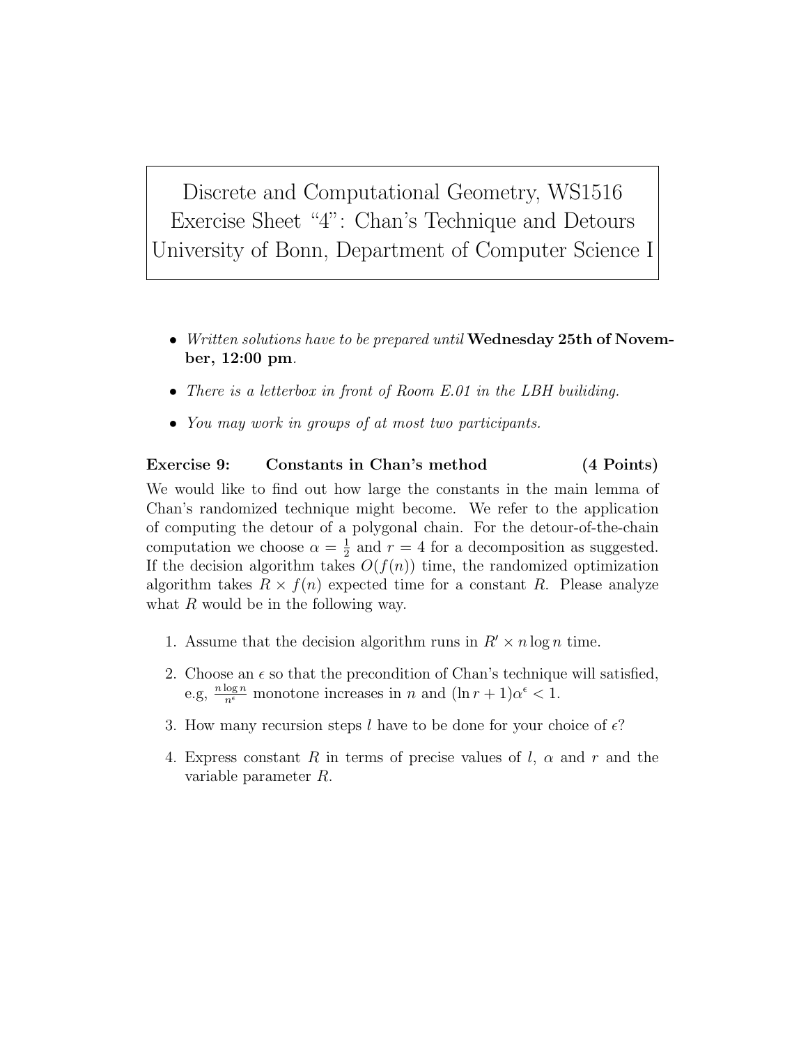Discrete and Computational Geometry, WS1516
Exercise Sheet "4": Chan's Technique and Detours
University of Bonn, Department of Computer Science I

- *Written solutions have to be prepared until* **Wednesday 25th of November, 12:00 pm**.
- *There is a letterbox in front of Room E.01 in the LBH builiding.*
- *You may work in groups of at most two participants.*

**Exercise 9: Constants in Chan's method (4 Points)**

We would like to find out how large the constants in the main lemma of Chan's randomized technique might become. We refer to the application of computing the detour of a polygonal chain. For the detour-of-the-chain computation we choose $\alpha = \frac{1}{2}$ and $r = 4$ for a decomposition as suggested. If the decision algorithm takes $O(f(n))$ time, the randomized optimization algorithm takes $R \times f(n)$ expected time for a constant $R$. Please analyze what $R$ would be in the following way.

1. Assume that the decision algorithm runs in $R' \times n \log n$ time.
2. Choose an $\epsilon$ so that the precondition of Chan's technique will satisfied, e.g, $\frac{n \log n}{n^\epsilon}$ monotone increases in $n$ and $(\ln r + 1)\alpha^\epsilon < 1$.
3. How many recursion steps $l$ have to be done for your choice of $\epsilon$?
4. Express constant $R$ in terms of precise values of $l$, $\alpha$ and $r$ and the variable parameter $R$.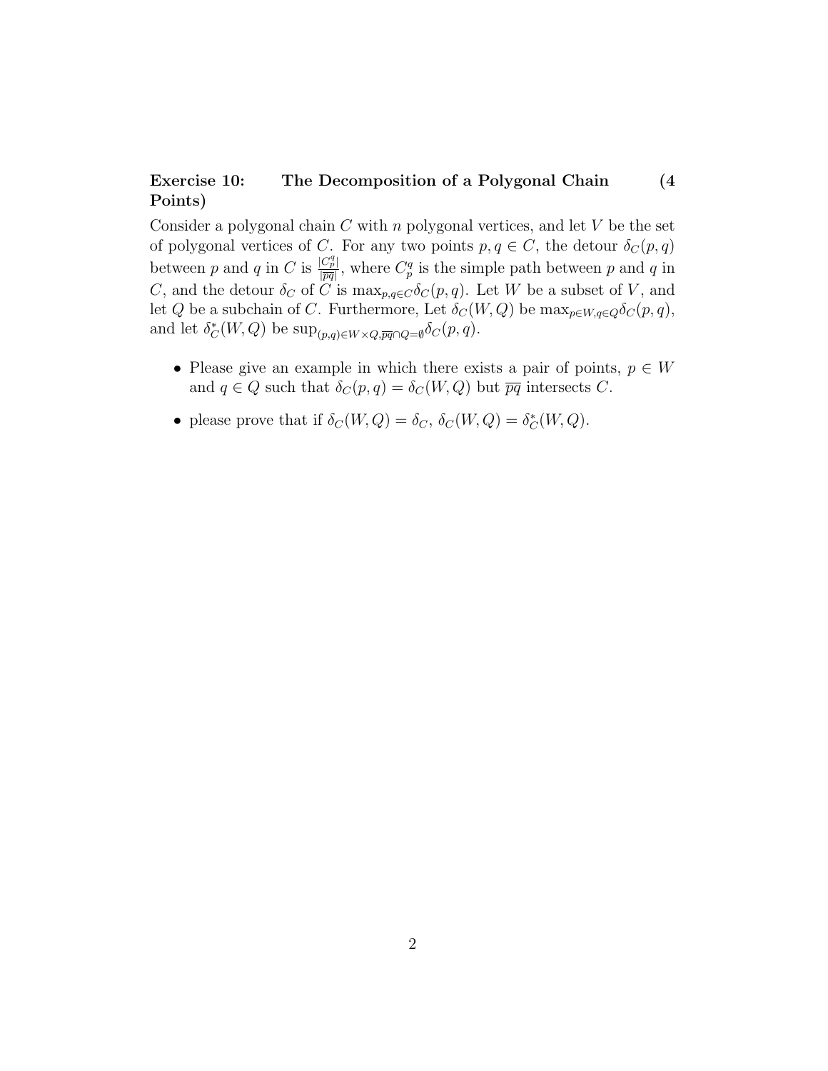**Exercise 10: The Decomposition of a Polygonal Chain (4 Points)**

Consider a polygonal chain $C$ with $n$ polygonal vertices, and let $V$ be the set of polygonal vertices of $C$. For any two points $p, q \in C$, the detour $\delta_C(p,q)$ between $p$ and $q$ in $C$ is $\frac{|C_p^q|}{|\overline{pq}|}$, where $C_p^q$ is the simple path between $p$ and $q$ in $C$, and the detour $\delta_C$ of $C$ is $\max_{p,q \in C} \delta_C(p,q)$. Let $W$ be a subset of $V$, and let $Q$ be a subchain of $C$. Furthermore, Let $\delta_C(W,Q)$ be $\max_{p \in W, q \in Q} \delta_C(p,q)$, and let $\delta_C^*(W,Q)$ be $\sup_{(p,q) \in W \times Q, \overline{pq} \cap Q = \emptyset} \delta_C(p,q)$.

- Please give an example in which there exists a pair of points, $p \in W$ and $q \in Q$ such that $\delta_C(p,q) = \delta_C(W,Q)$ but $\overline{pq}$ intersects $C$.
- please prove that if $\delta_C(W,Q) = \delta_C$, $\delta_C(W,Q) = \delta_C^*(W,Q)$.